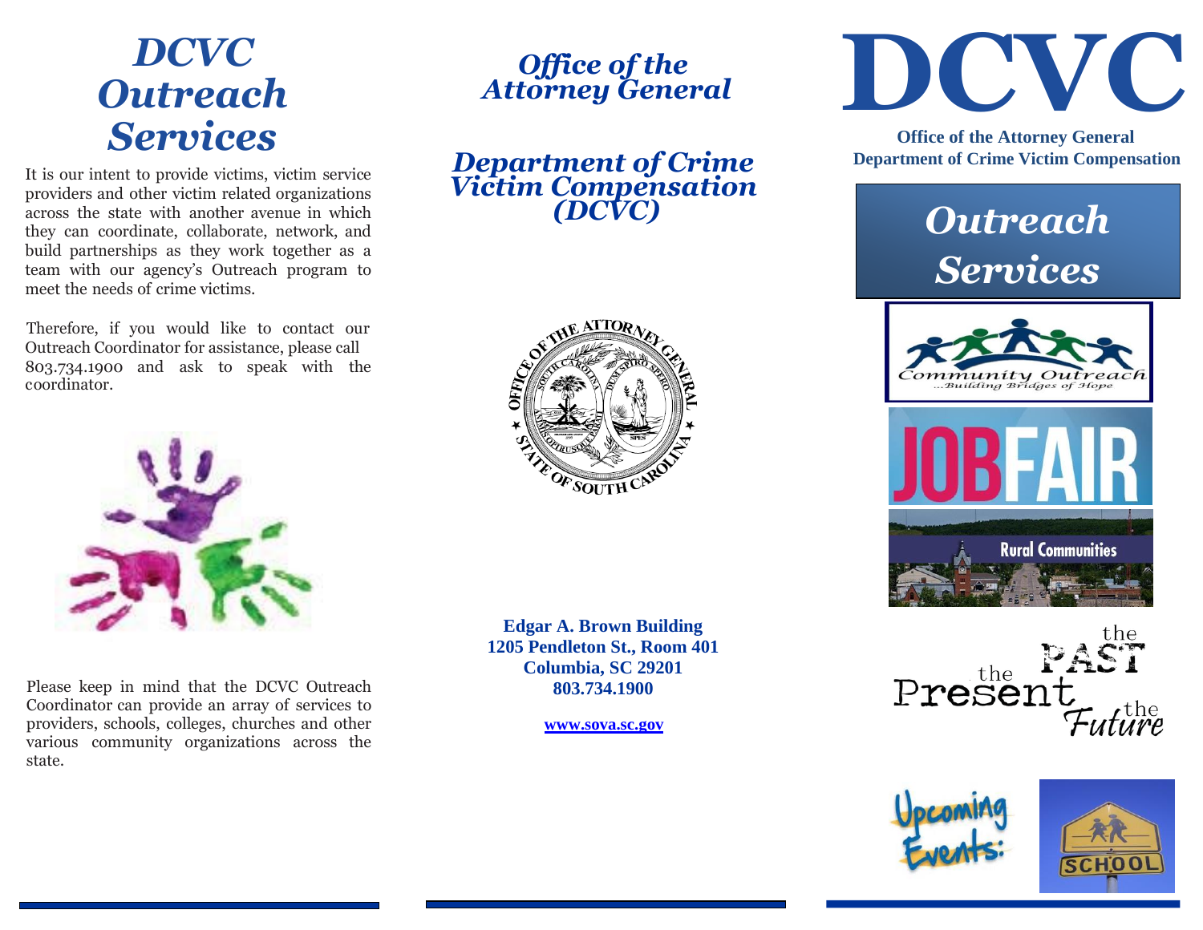# DCVC Outreach Services

It is our intent to provide victims, victim service providers and other victim related organizations across the state with another avenue in which they can coordinate, collaborate, network, and build partnerships as they work together as a team with our agency's Outreach program to meet the needs of crime victims.

Therefore, if you would like to contact our Outreach Coordinator for assistance, please call 803.734.1900 and ask to speak with the coordinator.

Please keep in mind that the DCVC Outreach Coordinator can provide an array of services to providers, schools, colleges, churches and other various community organizations across the state.

## *Office of the Attorney General*

## *Department of Crime Victim Compensation (DCVC)*

**Edgar A. Brown Building**
**1205 Pendleton St., Room 401**
**Columbia, SC 29201**
**803.734.1900**

**www.sova.sc.gov**

# DCVC

**Office of the Attorney General**
**Department of Crime Victim Compensation**

## *Outreach Services*

Community Outreach ...Building Bridges of Hope

JOBFAIR

Rural Communities

the PAST the Present the Future

Upcoming Events:

SCHOOL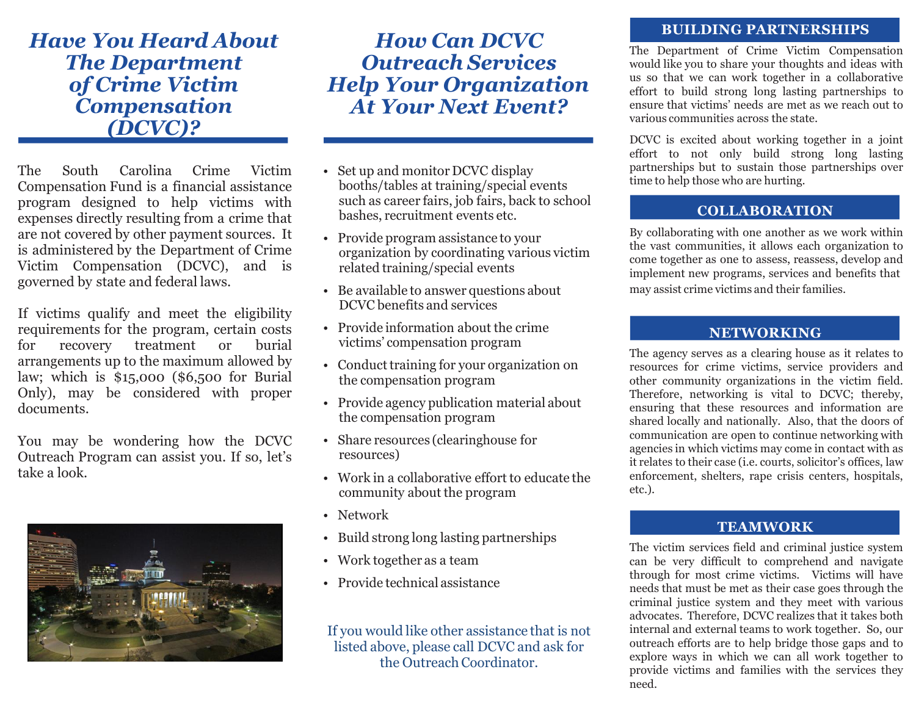# Have You Heard About The Department of Crime Victim Compensation (DCVC)?

The South Carolina Crime Victim Compensation Fund is a financial assistance program designed to help victims with expenses directly resulting from a crime that are not covered by other payment sources. It is administered by the Department of Crime Victim Compensation (DCVC), and is governed by state and federal laws.

If victims qualify and meet the eligibility requirements for the program, certain costs for recovery treatment or burial arrangements up to the maximum allowed by law; which is $15,000 ($6,500 for Burial Only), may be considered with proper documents.

You may be wondering how the DCVC Outreach Program can assist you. If so, let's take a look.

# How Can DCVC Outreach Services Help Your Organization At Your Next Event?

- Set up and monitor DCVC display booths/tables at training/special events such as career fairs, job fairs, back to school bashes, recruitment events etc.
- Provide program assistance to your organization by coordinating various victim related training/special events
- Be available to answer questions about DCVC benefits and services
- Provide information about the crime victims' compensation program
- Conduct training for your organization on the compensation program
- Provide agency publication material about the compensation program
- Share resources (clearinghouse for resources)
- Work in a collaborative effort to educate the community about the program
- Network
- Build strong long lasting partnerships
- Work together as a team
- Provide technical assistance

If you would like other assistance that is not listed above, please call DCVC and ask for the Outreach Coordinator.

## BUILDING PARTNERSHIPS

The Department of Crime Victim Compensation would like you to share your thoughts and ideas with us so that we can work together in a collaborative effort to build strong long lasting partnerships to ensure that victims' needs are met as we reach out to various communities across the state.

DCVC is excited about working together in a joint effort to not only build strong long lasting partnerships but to sustain those partnerships over time to help those who are hurting.

## COLLABORATION

By collaborating with one another as we work within the vast communities, it allows each organization to come together as one to assess, reassess, develop and implement new programs, services and benefits that may assist crime victims and their families.

## NETWORKING

The agency serves as a clearing house as it relates to resources for crime victims, service providers and other community organizations in the victim field. Therefore, networking is vital to DCVC; thereby, ensuring that these resources and information are shared locally and nationally. Also, that the doors of communication are open to continue networking with agencies in which victims may come in contact with as it relates to their case (i.e. courts, solicitor's offices, law enforcement, shelters, rape crisis centers, hospitals, etc.).

## TEAMWORK

The victim services field and criminal justice system can be very difficult to comprehend and navigate through for most crime victims. Victims will have needs that must be met as their case goes through the criminal justice system and they meet with various advocates. Therefore, DCVC realizes that it takes both internal and external teams to work together. So, our outreach efforts are to help bridge those gaps and to explore ways in which we can all work together to provide victims and families with the services they need.